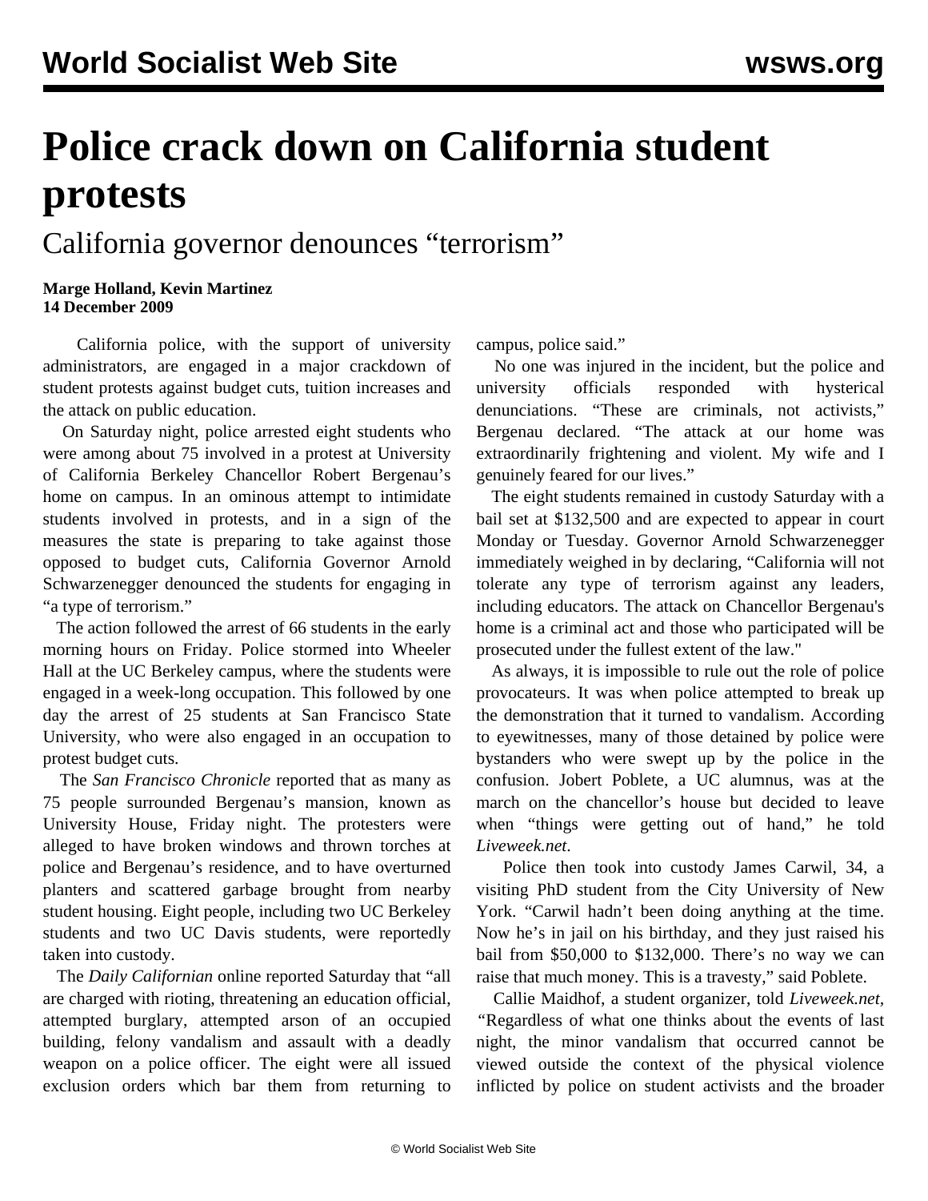# Police crack down on California student protests

## California governor denounces "terrorism"

**Marge Holland, Kevin Martinez**
**14 December 2009**

California police, with the support of university administrators, are engaged in a major crackdown of student protests against budget cuts, tuition increases and the attack on public education.

On Saturday night, police arrested eight students who were among about 75 involved in a protest at University of California Berkeley Chancellor Robert Bergenau's home on campus. In an ominous attempt to intimidate students involved in protests, and in a sign of the measures the state is preparing to take against those opposed to budget cuts, California Governor Arnold Schwarzenegger denounced the students for engaging in "a type of terrorism."

The action followed the arrest of 66 students in the early morning hours on Friday. Police stormed into Wheeler Hall at the UC Berkeley campus, where the students were engaged in a week-long occupation. This followed by one day the arrest of 25 students at San Francisco State University, who were also engaged in an occupation to protest budget cuts.

The *San Francisco Chronicle* reported that as many as 75 people surrounded Bergenau's mansion, known as University House, Friday night. The protesters were alleged to have broken windows and thrown torches at police and Bergenau's residence, and to have overturned planters and scattered garbage brought from nearby student housing. Eight people, including two UC Berkeley students and two UC Davis students, were reportedly taken into custody.

The *Daily Californian* online reported Saturday that "all are charged with rioting, threatening an education official, attempted burglary, attempted arson of an occupied building, felony vandalism and assault with a deadly weapon on a police officer. The eight were all issued exclusion orders which bar them from returning to campus, police said."

No one was injured in the incident, but the police and university officials responded with hysterical denunciations. "These are criminals, not activists," Bergenau declared. "The attack at our home was extraordinarily frightening and violent. My wife and I genuinely feared for our lives."

The eight students remained in custody Saturday with a bail set at $132,500 and are expected to appear in court Monday or Tuesday. Governor Arnold Schwarzenegger immediately weighed in by declaring, "California will not tolerate any type of terrorism against any leaders, including educators. The attack on Chancellor Bergenau's home is a criminal act and those who participated will be prosecuted under the fullest extent of the law."

As always, it is impossible to rule out the role of police provocateurs. It was when police attempted to break up the demonstration that it turned to vandalism. According to eyewitnesses, many of those detained by police were bystanders who were swept up by the police in the confusion. Jobert Poblete, a UC alumnus, was at the march on the chancellor's house but decided to leave when "things were getting out of hand," he told *Liveweek.net*.

Police then took into custody James Carwil, 34, a visiting PhD student from the City University of New York. "Carwil hadn't been doing anything at the time. Now he's in jail on his birthday, and they just raised his bail from $50,000 to $132,000. There's no way we can raise that much money. This is a travesty," said Poblete.

Callie Maidhof, a student organizer, told *Liveweek.net*, "Regardless of what one thinks about the events of last night, the minor vandalism that occurred cannot be viewed outside the context of the physical violence inflicted by police on student activists and the broader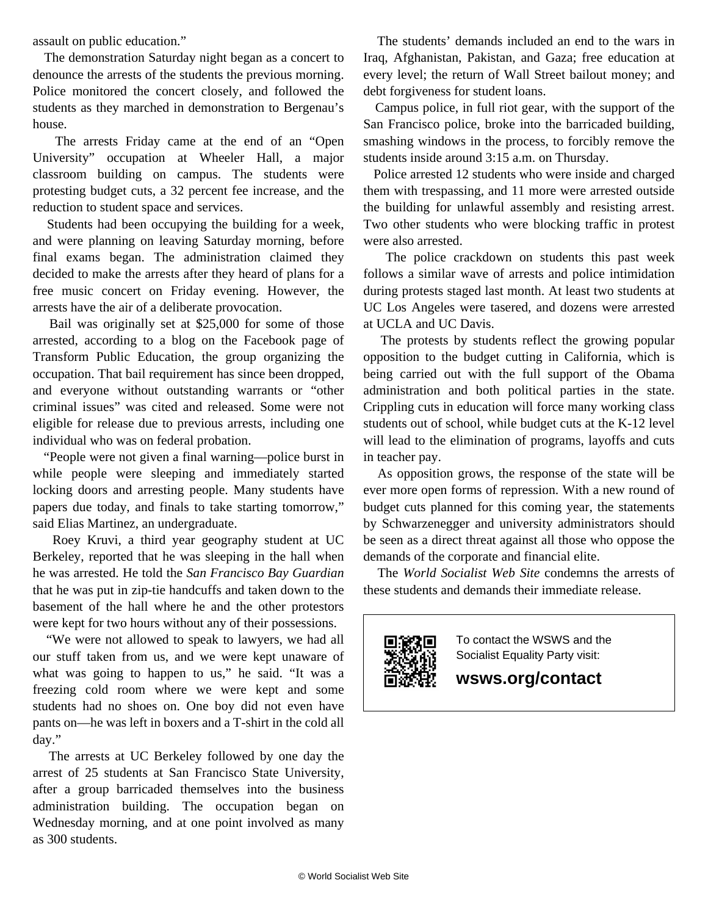assault on public education."

The demonstration Saturday night began as a concert to denounce the arrests of the students the previous morning. Police monitored the concert closely, and followed the students as they marched in demonstration to Bergenau's house.

The arrests Friday came at the end of an "Open University" occupation at Wheeler Hall, a major classroom building on campus. The students were protesting budget cuts, a 32 percent fee increase, and the reduction to student space and services.

Students had been occupying the building for a week, and were planning on leaving Saturday morning, before final exams began. The administration claimed they decided to make the arrests after they heard of plans for a free music concert on Friday evening. However, the arrests have the air of a deliberate provocation.

Bail was originally set at $25,000 for some of those arrested, according to a blog on the Facebook page of Transform Public Education, the group organizing the occupation. That bail requirement has since been dropped, and everyone without outstanding warrants or "other criminal issues" was cited and released. Some were not eligible for release due to previous arrests, including one individual who was on federal probation.

"People were not given a final warning—police burst in while people were sleeping and immediately started locking doors and arresting people. Many students have papers due today, and finals to take starting tomorrow," said Elias Martinez, an undergraduate.

Roey Kruvi, a third year geography student at UC Berkeley, reported that he was sleeping in the hall when he was arrested. He told the *San Francisco Bay Guardian* that he was put in zip-tie handcuffs and taken down to the basement of the hall where he and the other protestors were kept for two hours without any of their possessions.

"We were not allowed to speak to lawyers, we had all our stuff taken from us, and we were kept unaware of what was going to happen to us," he said. "It was a freezing cold room where we were kept and some students had no shoes on. One boy did not even have pants on—he was left in boxers and a T-shirt in the cold all day."

The arrests at UC Berkeley followed by one day the arrest of 25 students at San Francisco State University, after a group barricaded themselves into the business administration building. The occupation began on Wednesday morning, and at one point involved as many as 300 students.

The students' demands included an end to the wars in Iraq, Afghanistan, Pakistan, and Gaza; free education at every level; the return of Wall Street bailout money; and debt forgiveness for student loans.

Campus police, in full riot gear, with the support of the San Francisco police, broke into the barricaded building, smashing windows in the process, to forcibly remove the students inside around 3:15 a.m. on Thursday.

Police arrested 12 students who were inside and charged them with trespassing, and 11 more were arrested outside the building for unlawful assembly and resisting arrest. Two other students who were blocking traffic in protest were also arrested.

The police crackdown on students this past week follows a similar wave of arrests and police intimidation during protests staged last month. At least two students at UC Los Angeles were tasered, and dozens were arrested at UCLA and UC Davis.

The protests by students reflect the growing popular opposition to the budget cutting in California, which is being carried out with the full support of the Obama administration and both political parties in the state. Crippling cuts in education will force many working class students out of school, while budget cuts at the K-12 level will lead to the elimination of programs, layoffs and cuts in teacher pay.

As opposition grows, the response of the state will be ever more open forms of repression. With a new round of budget cuts planned for this coming year, the statements by Schwarzenegger and university administrators should be seen as a direct threat against all those who oppose the demands of the corporate and financial elite.

The *World Socialist Web Site* condemns the arrests of these students and demands their immediate release.

To contact the WSWS and the Socialist Equality Party visit:

**wsws.org/contact**